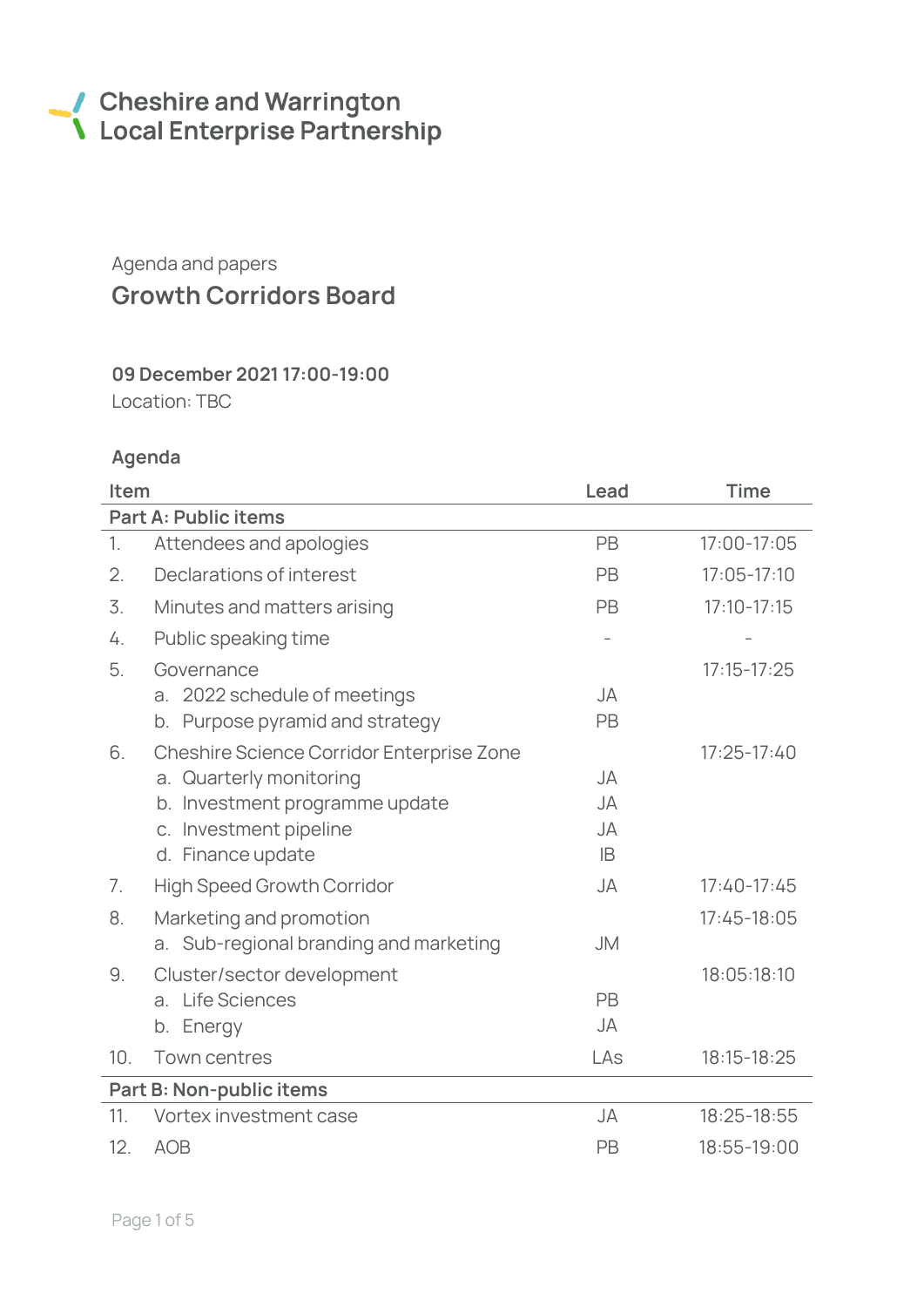# Cheshire and Warrington Local Enterprise Partnership

Agenda and papers

## Growth Corridors Board

**09 December 2021 17:00-19:00**
Location: TBC

### Agenda

| Item | | Lead | Time |
|---|---|---|---|
| **Part A: Public items** | | | |
| 1. | Attendees and apologies | PB | 17:00-17:05 |
| 2. | Declarations of interest | PB | 17:05-17:10 |
| 3. | Minutes and matters arising | PB | 17:10-17:15 |
| 4. | Public speaking time | - | - |
| 5. | Governance | | 17:15-17:25 |
| | a. 2022 schedule of meetings | JA | |
| | b. Purpose pyramid and strategy | PB | |
| 6. | Cheshire Science Corridor Enterprise Zone | | 17:25-17:40 |
| | a. Quarterly monitoring | JA | |
| | b. Investment programme update | JA | |
| | c. Investment pipeline | JA | |
| | d. Finance update | IB | |
| 7. | High Speed Growth Corridor | JA | 17:40-17:45 |
| 8. | Marketing and promotion | | 17:45-18:05 |
| | a. Sub-regional branding and marketing | JM | |
| 9. | Cluster/sector development | | 18:05:18:10 |
| | a. Life Sciences | PB | |
| | b. Energy | JA | |
| 10. | Town centres | LAs | 18:15-18:25 |
| **Part B: Non-public items** | | | |
| 11. | Vortex investment case | JA | 18:25-18:55 |
| 12. | AOB | PB | 18:55-19:00 |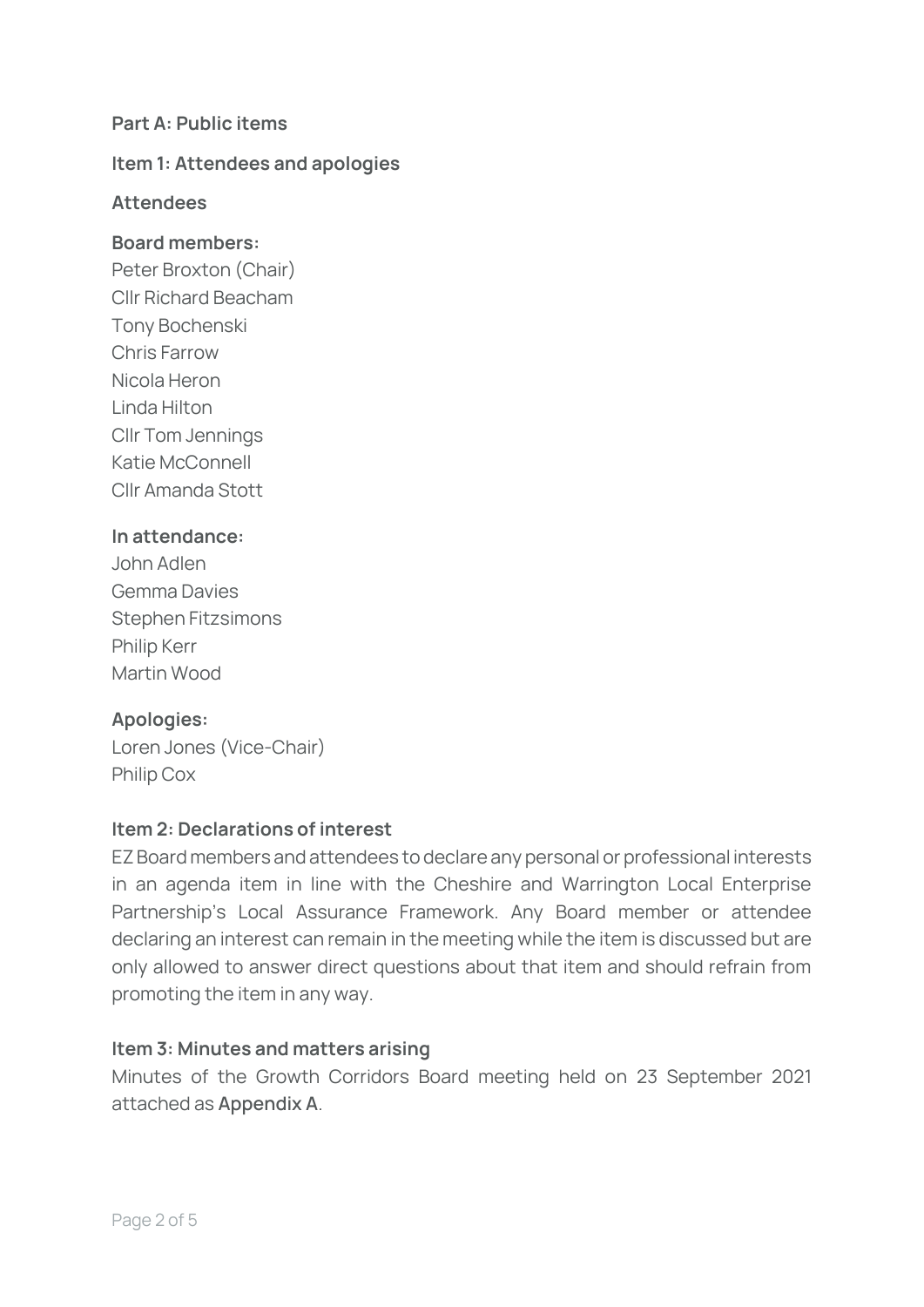**Part A: Public items**

**Item 1: Attendees and apologies**

**Attendees**

**Board members:**
Peter Broxton (Chair)
Cllr Richard Beacham
Tony Bochenski
Chris Farrow
Nicola Heron
Linda Hilton
Cllr Tom Jennings
Katie McConnell
Cllr Amanda Stott

**In attendance:**
John Adlen
Gemma Davies
Stephen Fitzsimons
Philip Kerr
Martin Wood

**Apologies:**
Loren Jones (Vice-Chair)
Philip Cox

**Item 2: Declarations of interest**

EZ Board members and attendees to declare any personal or professional interests in an agenda item in line with the Cheshire and Warrington Local Enterprise Partnership's Local Assurance Framework. Any Board member or attendee declaring an interest can remain in the meeting while the item is discussed but are only allowed to answer direct questions about that item and should refrain from promoting the item in any way.

**Item 3: Minutes and matters arising**

Minutes of the Growth Corridors Board meeting held on 23 September 2021 attached as **Appendix A**.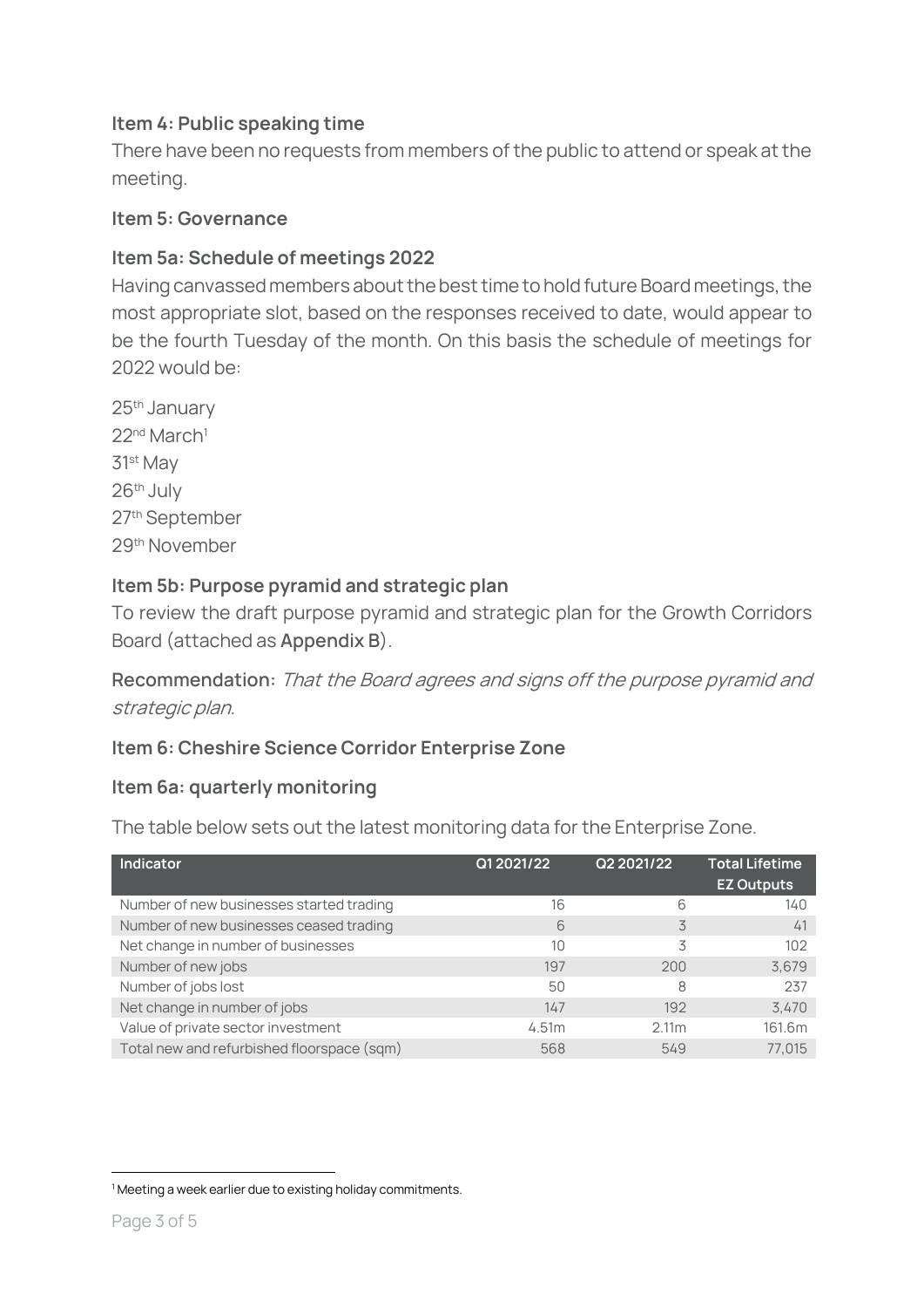### Item 4: Public speaking time

There have been no requests from members of the public to attend or speak at the meeting.

### Item 5: Governance

### Item 5a: Schedule of meetings 2022

Having canvassed members about the best time to hold future Board meetings, the most appropriate slot, based on the responses received to date, would appear to be the fourth Tuesday of the month. On this basis the schedule of meetings for 2022 would be:

25th January
22nd March[1]
31st May
26th July
27th September
29th November

### Item 5b: Purpose pyramid and strategic plan

To review the draft purpose pyramid and strategic plan for the Growth Corridors Board (attached as **Appendix B**).

**Recommendation:** *That the Board agrees and signs off the purpose pyramid and strategic plan.*

### Item 6: Cheshire Science Corridor Enterprise Zone

### Item 6a: quarterly monitoring

The table below sets out the latest monitoring data for the Enterprise Zone.

| Indicator | Q1 2021/22 | Q2 2021/22 | Total Lifetime EZ Outputs |
|---|---|---|---|
| Number of new businesses started trading | 16 | 6 | 140 |
| Number of new businesses ceased trading | 6 | 3 | 41 |
| Net change in number of businesses | 10 | 3 | 102 |
| Number of new jobs | 197 | 200 | 3,679 |
| Number of jobs lost | 50 | 8 | 237 |
| Net change in number of jobs | 147 | 192 | 3,470 |
| Value of private sector investment | 4.51m | 2.11m | 161.6m |
| Total new and refurbished floorspace (sqm) | 568 | 549 | 77,015 |

[1] Meeting a week earlier due to existing holiday commitments.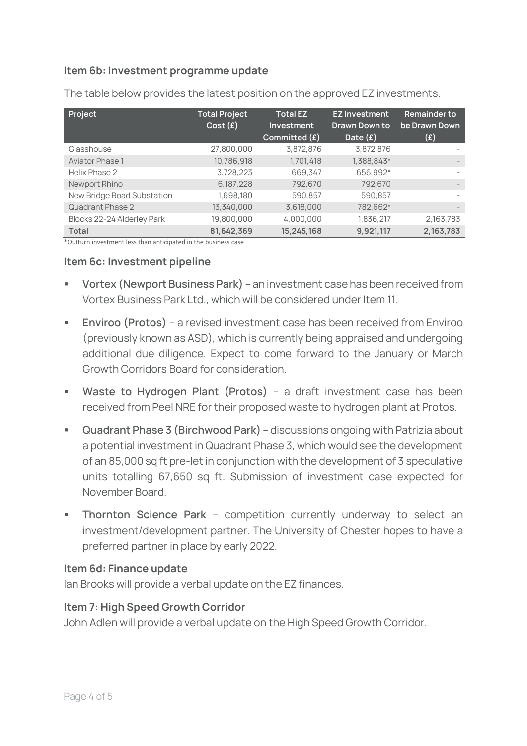### Item 6b: Investment programme update

The table below provides the latest position on the approved EZ investments.

| Project | Total Project Cost (£) | Total EZ Investment Committed (£) | EZ Investment Drawn Down to Date (£) | Remainder to be Drawn Down (£) |
|---|---|---|---|---|
| Glasshouse | 27,800,000 | 3,872,876 | 3,872,876 | - |
| Aviator Phase 1 | 10,786,918 | 1,701,418 | 1,388,843* | - |
| Helix Phase 2 | 3,728,223 | 669,347 | 656,992* | - |
| Newport Rhino | 6,187,228 | 792,670 | 792,670 | - |
| New Bridge Road Substation | 1,698,180 | 590,857 | 590,857 | - |
| Quadrant Phase 2 | 13,340,000 | 3,618,000 | 782,662* | - |
| Blocks 22-24 Alderley Park | 19,800,000 | 4,000,000 | 1,836,217 | 2,163,783 |
| **Total** | **81,642,369** | **15,245,168** | **9,921,117** | **2,163,783** |

*Outturn investment less than anticipated in the business case

### Item 6c: Investment pipeline

- **Vortex (Newport Business Park)** – an investment case has been received from Vortex Business Park Ltd., which will be considered under Item 11.
- **Enviroo (Protos)** – a revised investment case has been received from Enviroo (previously known as ASD), which is currently being appraised and undergoing additional due diligence. Expect to come forward to the January or March Growth Corridors Board for consideration.
- **Waste to Hydrogen Plant (Protos)** – a draft investment case has been received from Peel NRE for their proposed waste to hydrogen plant at Protos.
- **Quadrant Phase 3 (Birchwood Park)** – discussions ongoing with Patrizia about a potential investment in Quadrant Phase 3, which would see the development of an 85,000 sq ft pre-let in conjunction with the development of 3 speculative units totalling 67,650 sq ft. Submission of investment case expected for November Board.
- **Thornton Science Park** – competition currently underway to select an investment/development partner. The University of Chester hopes to have a preferred partner in place by early 2022.

### Item 6d: Finance update

Ian Brooks will provide a verbal update on the EZ finances.

### Item 7: High Speed Growth Corridor

John Adlen will provide a verbal update on the High Speed Growth Corridor.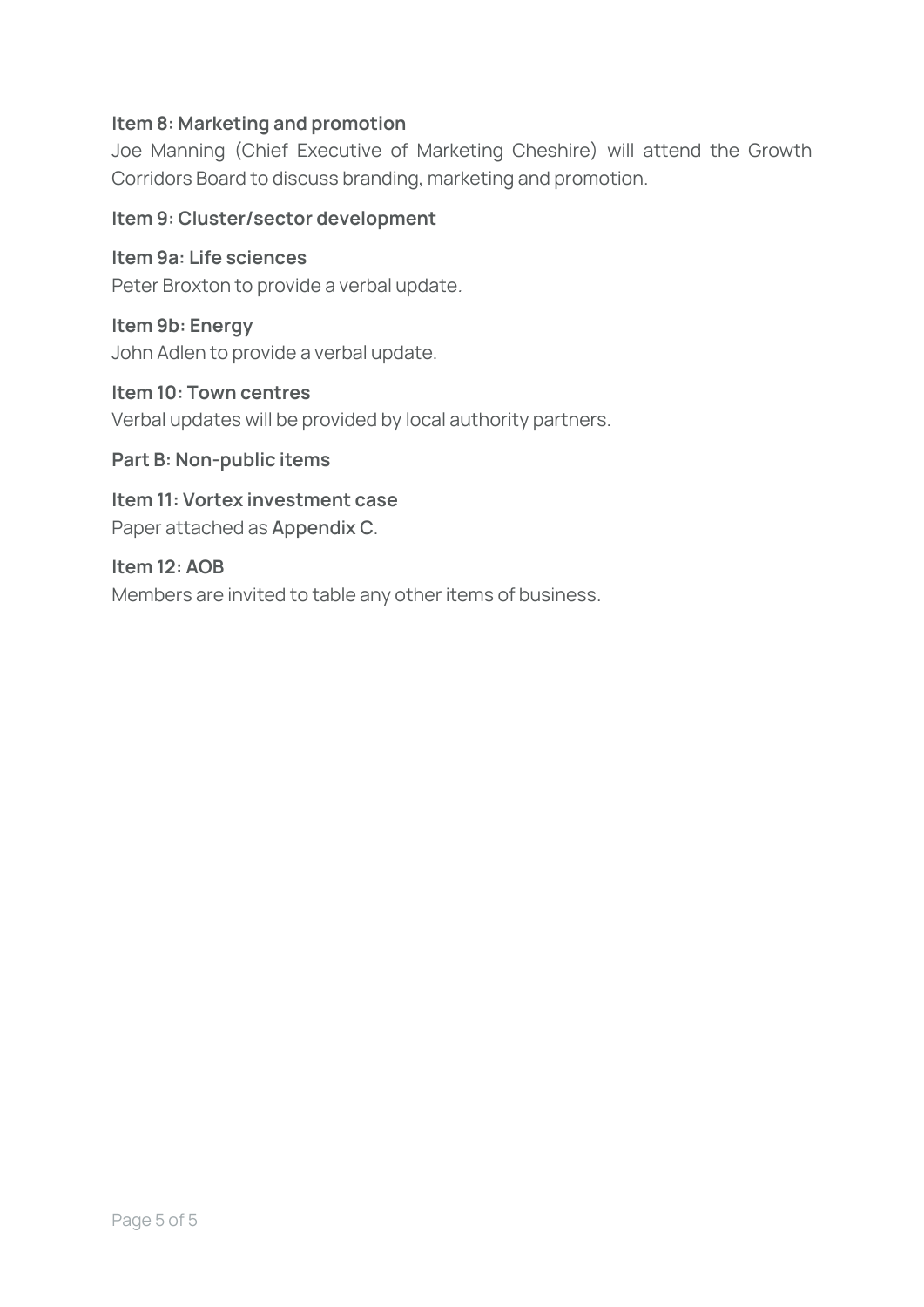**Item 8: Marketing and promotion**

Joe Manning (Chief Executive of Marketing Cheshire) will attend the Growth Corridors Board to discuss branding, marketing and promotion.

**Item 9: Cluster/sector development**

**Item 9a: Life sciences**

Peter Broxton to provide a verbal update.

**Item 9b: Energy**

John Adlen to provide a verbal update.

**Item 10: Town centres**

Verbal updates will be provided by local authority partners.

**Part B: Non-public items**

**Item 11: Vortex investment case**

Paper attached as **Appendix C**.

**Item 12: AOB**

Members are invited to table any other items of business.